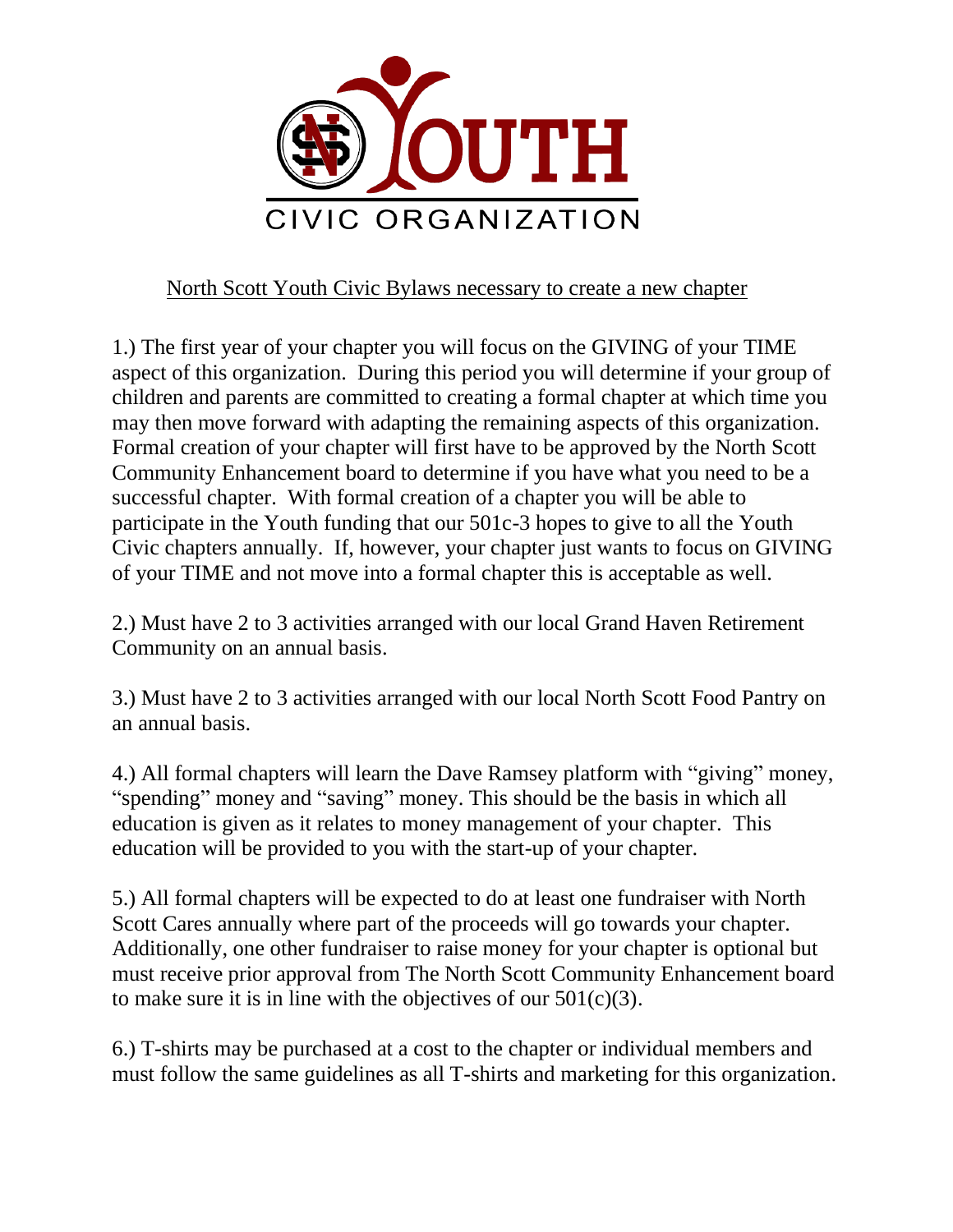YOUTH

CIVIC ORGANIZATION

North Scott Youth Civic Bylaws necessary to create a new chapter

1.) The first year of your chapter you will focus on the GIVING of your TIME aspect of this organization. During this period you will determine if your group of children and parents are committed to creating a formal chapter at which time you may then move forward with adapting the remaining aspects of this organization. Formal creation of your chapter will first have to be approved by the North Scott Community Enhancement board to determine if you have what you need to be a successful chapter. With formal creation of a chapter you will be able to participate in the Youth funding that our 501c-3 hopes to give to all the Youth Civic chapters annually. If, however, your chapter just wants to focus on GIVING of your TIME and not move into a formal chapter this is acceptable as well.

2.) Must have 2 to 3 activities arranged with our local Grand Haven Retirement Community on an annual basis.

3.) Must have 2 to 3 activities arranged with our local North Scott Food Pantry on an annual basis.

4.) All formal chapters will learn the Dave Ramsey platform with "giving" money, "spending" money and "saving" money. This should be the basis in which all education is given as it relates to money management of your chapter. This education will be provided to you with the start-up of your chapter.

5.) All formal chapters will be expected to do at least one fundraiser with North Scott Cares annually where part of the proceeds will go towards your chapter. Additionally, one other fundraiser to raise money for your chapter is optional but must receive prior approval from The North Scott Community Enhancement board to make sure it is in line with the objectives of our 501(c)(3).

6.) T-shirts may be purchased at a cost to the chapter or individual members and must follow the same guidelines as all T-shirts and marketing for this organization.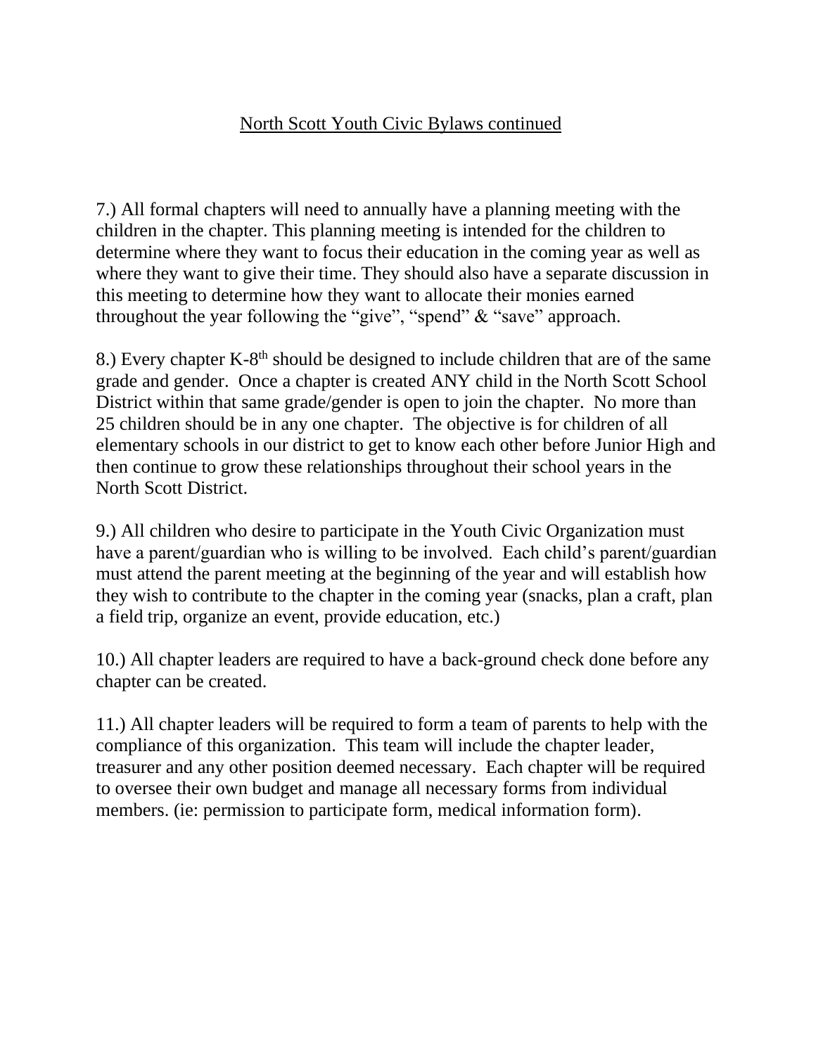North Scott Youth Civic Bylaws continued

7.) All formal chapters will need to annually have a planning meeting with the children in the chapter. This planning meeting is intended for the children to determine where they want to focus their education in the coming year as well as where they want to give their time. They should also have a separate discussion in this meeting to determine how they want to allocate their monies earned throughout the year following the "give", "spend" & "save" approach.

8.) Every chapter K-8th should be designed to include children that are of the same grade and gender. Once a chapter is created ANY child in the North Scott School District within that same grade/gender is open to join the chapter. No more than 25 children should be in any one chapter. The objective is for children of all elementary schools in our district to get to know each other before Junior High and then continue to grow these relationships throughout their school years in the North Scott District.

9.) All children who desire to participate in the Youth Civic Organization must have a parent/guardian who is willing to be involved. Each child's parent/guardian must attend the parent meeting at the beginning of the year and will establish how they wish to contribute to the chapter in the coming year (snacks, plan a craft, plan a field trip, organize an event, provide education, etc.)

10.) All chapter leaders are required to have a back-ground check done before any chapter can be created.

11.) All chapter leaders will be required to form a team of parents to help with the compliance of this organization. This team will include the chapter leader, treasurer and any other position deemed necessary. Each chapter will be required to oversee their own budget and manage all necessary forms from individual members. (ie: permission to participate form, medical information form).